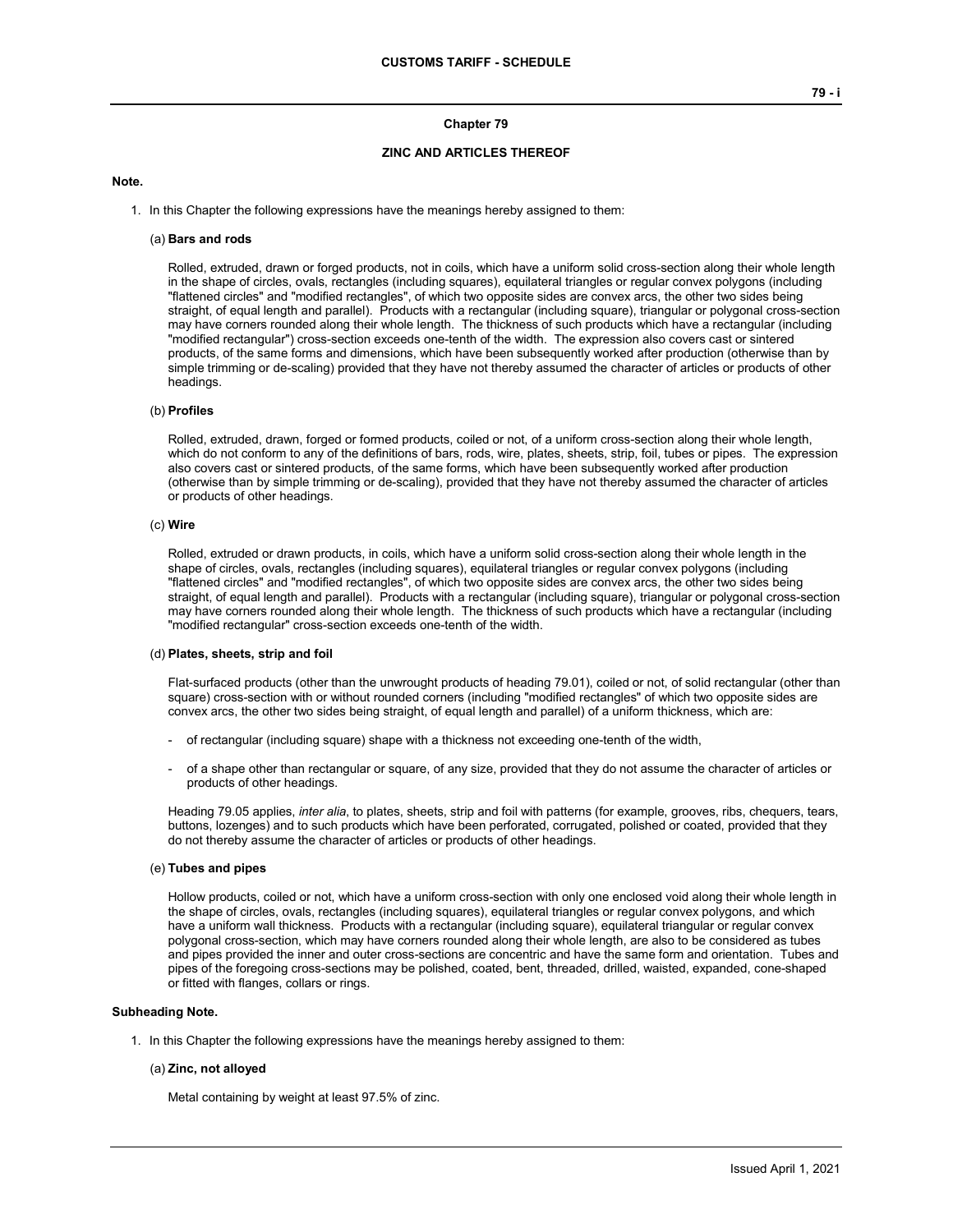## Chapter 79

## ZINC AND ARTICLES THEREOF

### Note.

1. In this Chapter the following expressions have the meanings hereby assigned to them:

(a) **Bars and rods**

Rolled, extruded, drawn or forged products, not in coils, which have a uniform solid cross-section along their whole length in the shape of circles, ovals, rectangles (including squares), equilateral triangles or regular convex polygons (including "flattened circles" and "modified rectangles", of which two opposite sides are convex arcs, the other two sides being straight, of equal length and parallel). Products with a rectangular (including square), triangular or polygonal cross-section may have corners rounded along their whole length. The thickness of such products which have a rectangular (including "modified rectangular") cross-section exceeds one-tenth of the width. The expression also covers cast or sintered products, of the same forms and dimensions, which have been subsequently worked after production (otherwise than by simple trimming or de-scaling) provided that they have not thereby assumed the character of articles or products of other headings.

(b) **Profiles**

Rolled, extruded, drawn, forged or formed products, coiled or not, of a uniform cross-section along their whole length, which do not conform to any of the definitions of bars, rods, wire, plates, sheets, strip, foil, tubes or pipes. The expression also covers cast or sintered products, of the same forms, which have been subsequently worked after production (otherwise than by simple trimming or de-scaling), provided that they have not thereby assumed the character of articles or products of other headings.

(c) **Wire**

Rolled, extruded or drawn products, in coils, which have a uniform solid cross-section along their whole length in the shape of circles, ovals, rectangles (including squares), equilateral triangles or regular convex polygons (including "flattened circles" and "modified rectangles", of which two opposite sides are convex arcs, the other two sides being straight, of equal length and parallel). Products with a rectangular (including square), triangular or polygonal cross-section may have corners rounded along their whole length. The thickness of such products which have a rectangular (including "modified rectangular" cross-section exceeds one-tenth of the width.

(d) **Plates, sheets, strip and foil**

Flat-surfaced products (other than the unwrought products of heading 79.01), coiled or not, of solid rectangular (other than square) cross-section with or without rounded corners (including "modified rectangles" of which two opposite sides are convex arcs, the other two sides being straight, of equal length and parallel) of a uniform thickness, which are:

- of rectangular (including square) shape with a thickness not exceeding one-tenth of the width,
- of a shape other than rectangular or square, of any size, provided that they do not assume the character of articles or products of other headings.

Heading 79.05 applies, *inter alia*, to plates, sheets, strip and foil with patterns (for example, grooves, ribs, chequers, tears, buttons, lozenges) and to such products which have been perforated, corrugated, polished or coated, provided that they do not thereby assume the character of articles or products of other headings.

(e) **Tubes and pipes**

Hollow products, coiled or not, which have a uniform cross-section with only one enclosed void along their whole length in the shape of circles, ovals, rectangles (including squares), equilateral triangles or regular convex polygons, and which have a uniform wall thickness. Products with a rectangular (including square), equilateral triangular or regular convex polygonal cross-section, which may have corners rounded along their whole length, are also to be considered as tubes and pipes provided the inner and outer cross-sections are concentric and have the same form and orientation. Tubes and pipes of the foregoing cross-sections may be polished, coated, bent, threaded, drilled, waisted, expanded, cone-shaped or fitted with flanges, collars or rings.

### Subheading Note.

1. In this Chapter the following expressions have the meanings hereby assigned to them:

(a) **Zinc, not alloyed**

Metal containing by weight at least 97.5% of zinc.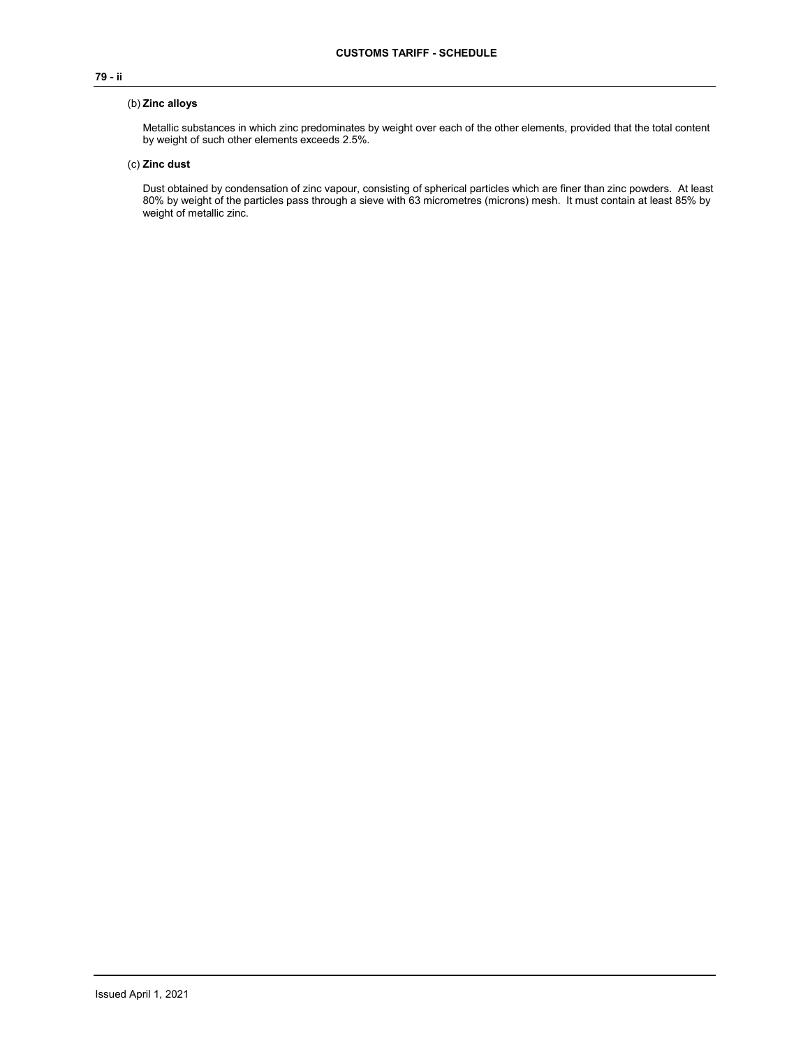(b) **Zinc alloys**

Metallic substances in which zinc predominates by weight over each of the other elements, provided that the total content by weight of such other elements exceeds 2.5%.

(c) **Zinc dust**

Dust obtained by condensation of zinc vapour, consisting of spherical particles which are finer than zinc powders. At least 80% by weight of the particles pass through a sieve with 63 micrometres (microns) mesh. It must contain at least 85% by weight of metallic zinc.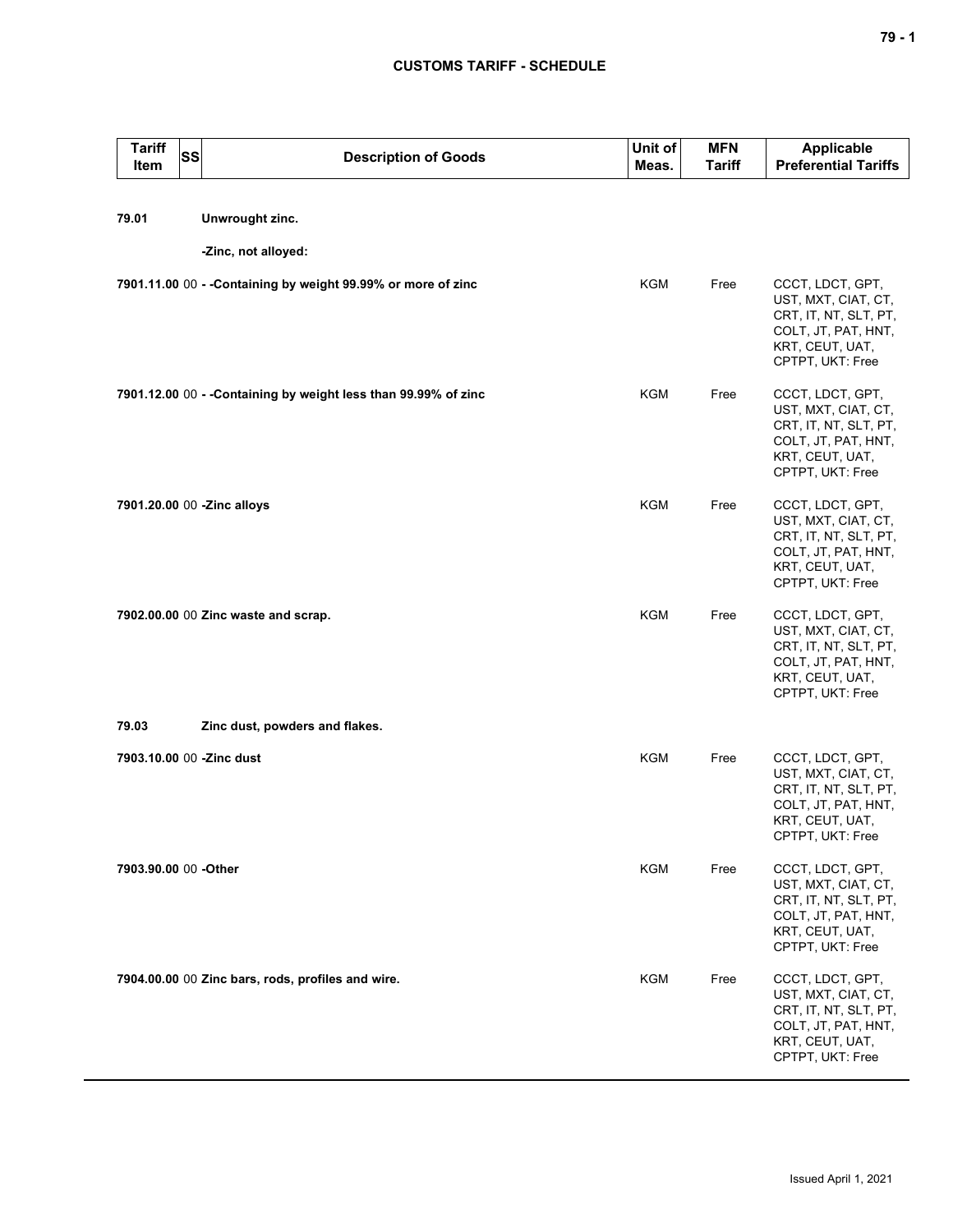| Tariff Item | SS | Description of Goods | Unit of Meas. | MFN Tariff | Applicable Preferential Tariffs |
|---|---|---|---|---|---|
| **79.01** | | **Unwrought zinc.** | | | |
| | | **-Zinc, not alloyed:** | | | |
| **7901.11.00** | 00 | **- -Containing by weight 99.99% or more of zinc** | KGM | Free | CCCT, LDCT, GPT, UST, MXT, CIAT, CT, CRT, IT, NT, SLT, PT, COLT, JT, PAT, HNT, KRT, CEUT, UAT, CPTPT, UKT: Free |
| **7901.12.00** | 00 | **- -Containing by weight less than 99.99% of zinc** | KGM | Free | CCCT, LDCT, GPT, UST, MXT, CIAT, CT, CRT, IT, NT, SLT, PT, COLT, JT, PAT, HNT, KRT, CEUT, UAT, CPTPT, UKT: Free |
| **7901.20.00** | 00 | **-Zinc alloys** | KGM | Free | CCCT, LDCT, GPT, UST, MXT, CIAT, CT, CRT, IT, NT, SLT, PT, COLT, JT, PAT, HNT, KRT, CEUT, UAT, CPTPT, UKT: Free |
| **7902.00.00** | 00 | **Zinc waste and scrap.** | KGM | Free | CCCT, LDCT, GPT, UST, MXT, CIAT, CT, CRT, IT, NT, SLT, PT, COLT, JT, PAT, HNT, KRT, CEUT, UAT, CPTPT, UKT: Free |
| **79.03** | | **Zinc dust, powders and flakes.** | | | |
| **7903.10.00** | 00 | **-Zinc dust** | KGM | Free | CCCT, LDCT, GPT, UST, MXT, CIAT, CT, CRT, IT, NT, SLT, PT, COLT, JT, PAT, HNT, KRT, CEUT, UAT, CPTPT, UKT: Free |
| **7903.90.00** | 00 | **-Other** | KGM | Free | CCCT, LDCT, GPT, UST, MXT, CIAT, CT, CRT, IT, NT, SLT, PT, COLT, JT, PAT, HNT, KRT, CEUT, UAT, CPTPT, UKT: Free |
| **7904.00.00** | 00 | **Zinc bars, rods, profiles and wire.** | KGM | Free | CCCT, LDCT, GPT, UST, MXT, CIAT, CT, CRT, IT, NT, SLT, PT, COLT, JT, PAT, HNT, KRT, CEUT, UAT, CPTPT, UKT: Free |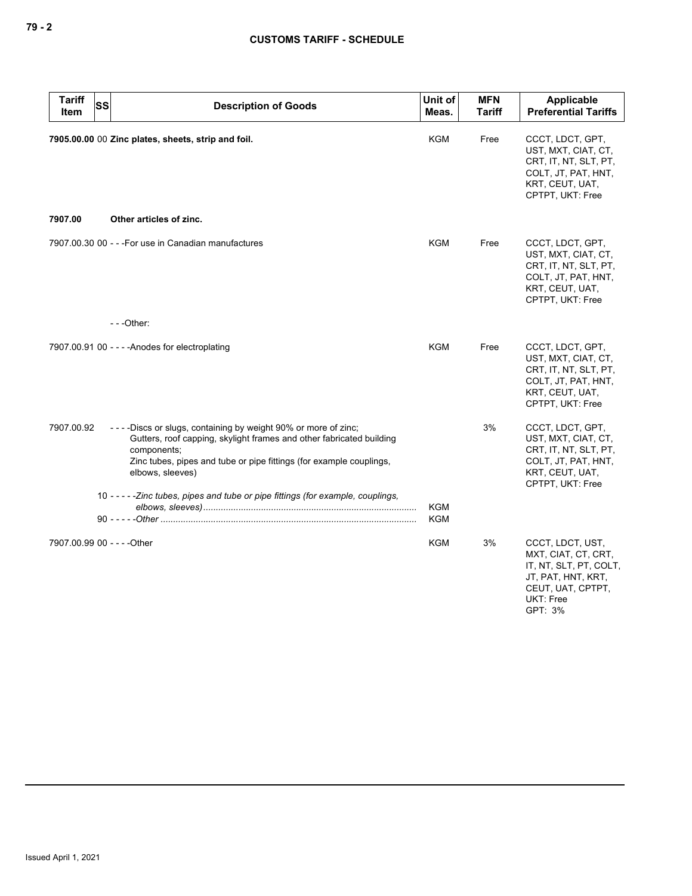| Tariff Item | SS | Description of Goods | Unit of Meas. | MFN Tariff | Applicable Preferential Tariffs |
|---|---|---|---|---|---|
| **7905.00.00** | 00 | **Zinc plates, sheets, strip and foil.** | KGM | Free | CCCT, LDCT, GPT, UST, MXT, CIAT, CT, CRT, IT, NT, SLT, PT, COLT, JT, PAT, HNT, KRT, CEUT, UAT, CPTPT, UKT: Free |
| **7907.00** | | **Other articles of zinc.** | | | |
| 7907.00.30 | 00 | - - -For use in Canadian manufactures | KGM | Free | CCCT, LDCT, GPT, UST, MXT, CIAT, CT, CRT, IT, NT, SLT, PT, COLT, JT, PAT, HNT, KRT, CEUT, UAT, CPTPT, UKT: Free |
| | | - - -Other: | | | |
| 7907.00.91 | 00 | - - - -Anodes for electroplating | KGM | Free | CCCT, LDCT, GPT, UST, MXT, CIAT, CT, CRT, IT, NT, SLT, PT, COLT, JT, PAT, HNT, KRT, CEUT, UAT, CPTPT, UKT: Free |
| 7907.00.92 | | - - - -Discs or slugs, containing by weight 90% or more of zinc; Gutters, roof capping, skylight frames and other fabricated building components; Zinc tubes, pipes and tube or pipe fittings (for example couplings, elbows, sleeves) | | 3% | CCCT, LDCT, GPT, UST, MXT, CIAT, CT, CRT, IT, NT, SLT, PT, COLT, JT, PAT, HNT, KRT, CEUT, UAT, CPTPT, UKT: Free |
| | 10 | - - - - -*Zinc tubes, pipes and tube or pipe fittings (for example, couplings, elbows, sleeves)* | KGM | | |
| | 90 | - - - - -*Other* | KGM | | |
| 7907.00.99 | 00 | - - - -Other | KGM | 3% | CCCT, LDCT, UST, MXT, CIAT, CT, CRT, IT, NT, SLT, PT, COLT, JT, PAT, HNT, KRT, CEUT, UAT, CPTPT, UKT: Free<br>GPT: 3% |